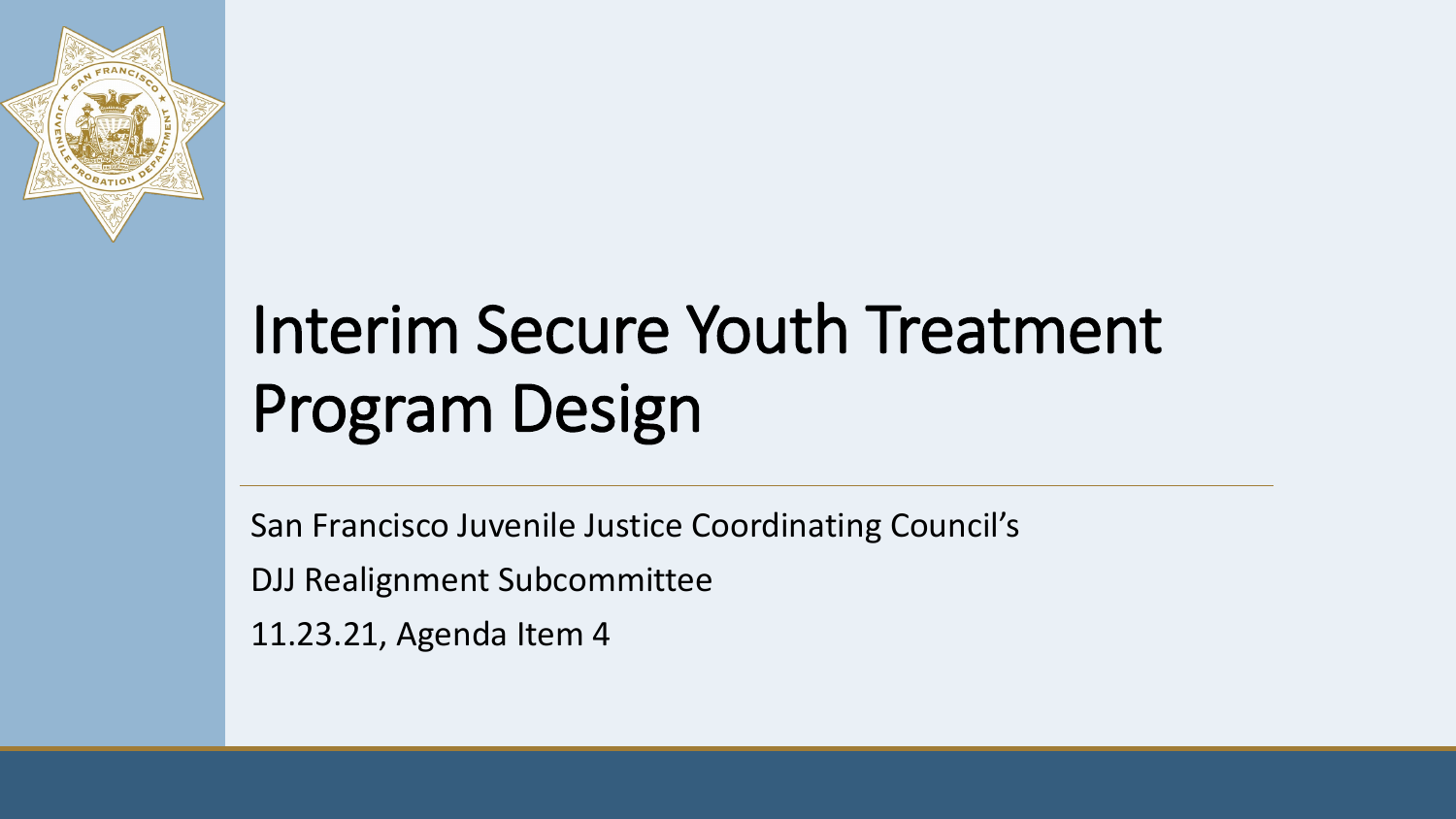# Interim Secure Youth Treatment Program Design

San Francisco Juvenile Justice Coordinating Council's

DJJ Realignment Subcommittee

11.23.21, Agenda Item 4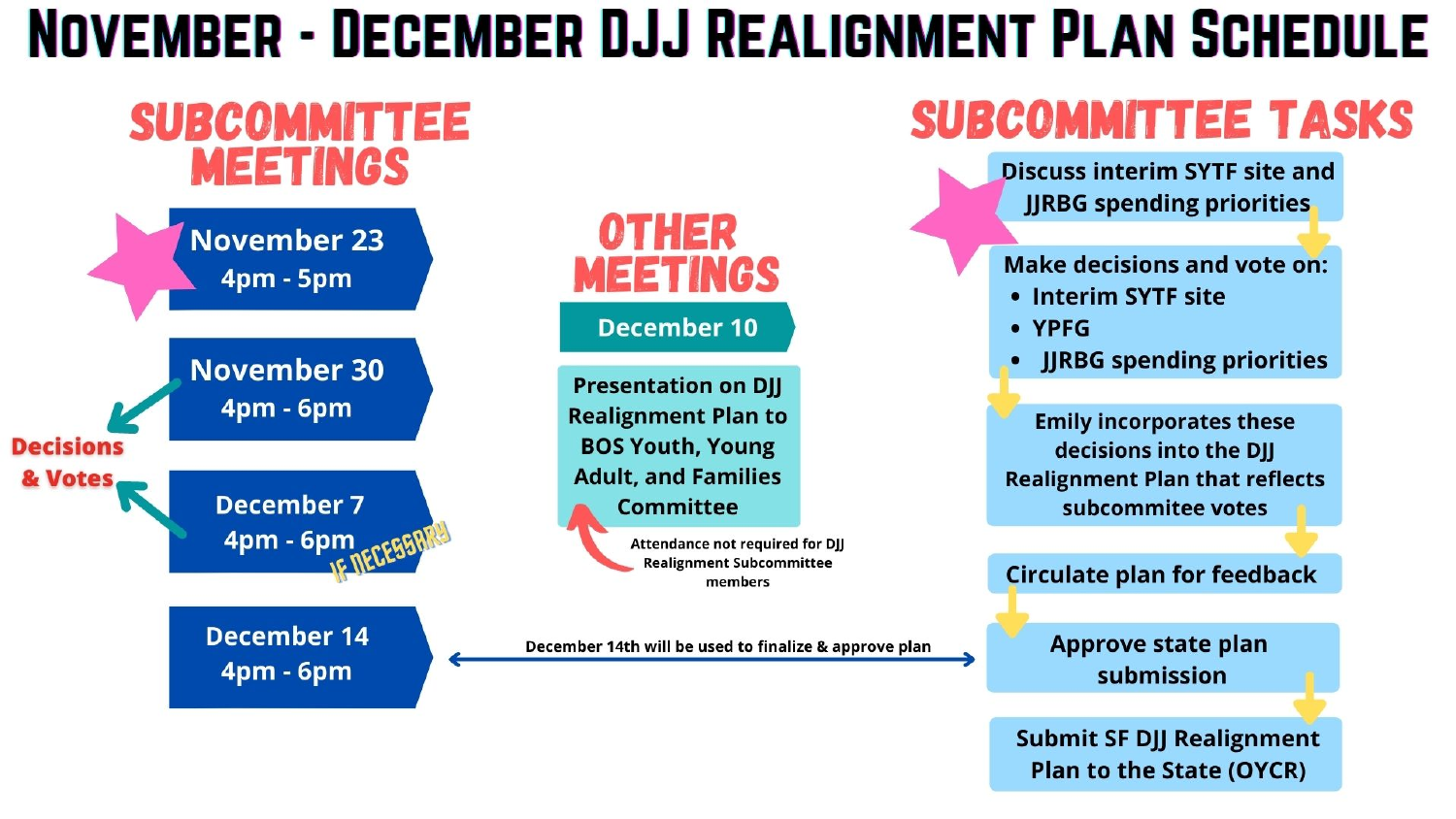# November - December DJJ Realignment Plan Schedule

## Subcommittee Meetings

- **November 23** — 4pm - 5pm
- **November 30** — 4pm - 6pm
- **December 7** — 4pm - 6pm *(IF NECESSARY)*
- **December 14** — 4pm - 6pm

**Decisions & Votes** (November 30 and December 7)

December 14th will be used to finalize & approve plan

## Other Meetings

**December 10**

Presentation on DJJ Realignment Plan to BOS Youth, Young Adult, and Families Committee

Attendance not required for DJJ Realignment Subcommittee members

## Subcommittee Tasks

1. Discuss interim SYTF site and JJRBG spending priorities
2. Make decisions and vote on:
   - Interim SYTF site
   - YPFG
   - JJRBG spending priorities
3. Emily incorporates these decisions into the DJJ Realignment Plan that reflects subcommitee votes
4. Circulate plan for feedback
5. Approve state plan submission
6. Submit SF DJJ Realignment Plan to the State (OYCR)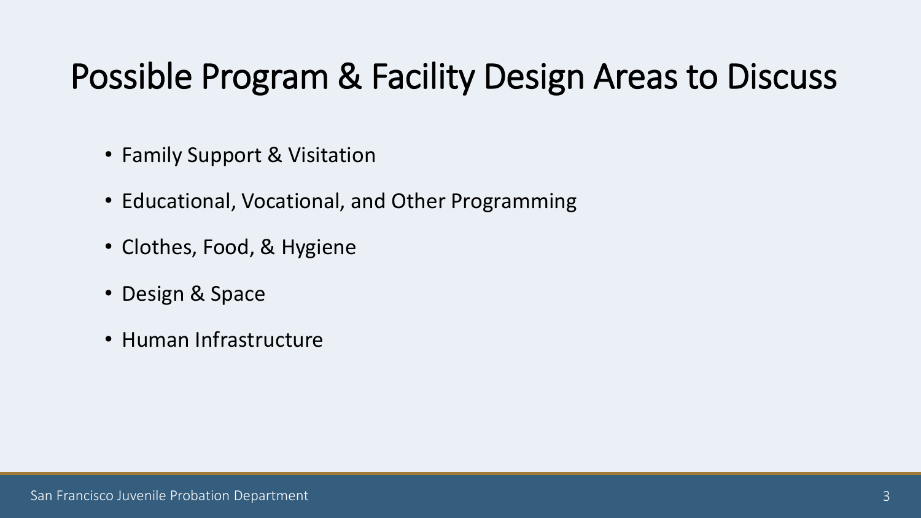# Possible Program & Facility Design Areas to Discuss

- Family Support & Visitation
- Educational, Vocational, and Other Programming
- Clothes, Food, & Hygiene
- Design & Space
- Human Infrastructure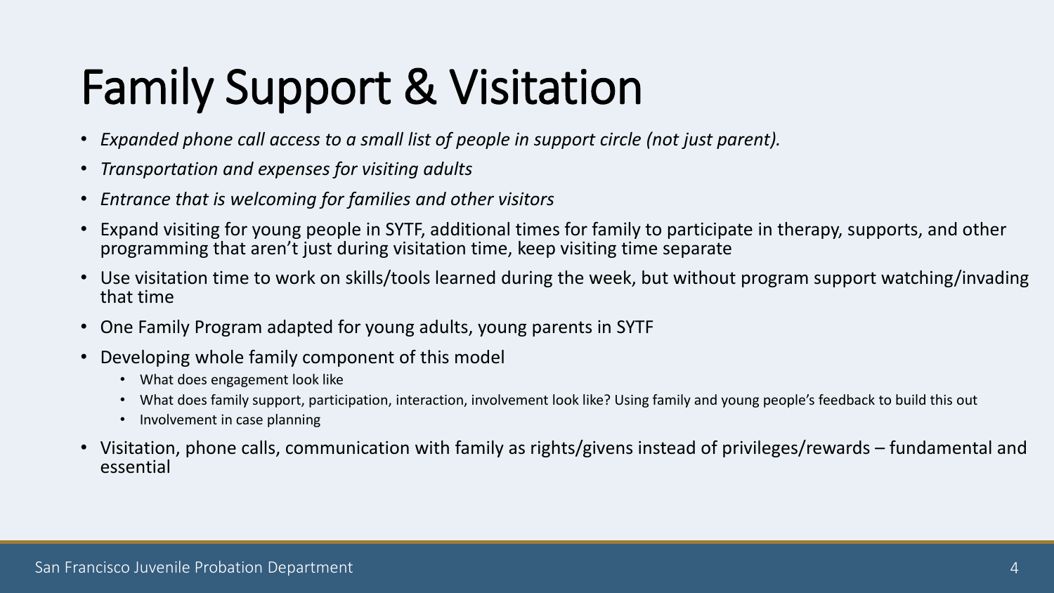# Family Support & Visitation

- *Expanded phone call access to a small list of people in support circle (not just parent).*
- *Transportation and expenses for visiting adults*
- *Entrance that is welcoming for families and other visitors*
- Expand visiting for young people in SYTF, additional times for family to participate in therapy, supports, and other programming that aren't just during visitation time, keep visiting time separate
- Use visitation time to work on skills/tools learned during the week, but without program support watching/invading that time
- One Family Program adapted for young adults, young parents in SYTF
- Developing whole family component of this model
  - What does engagement look like
  - What does family support, participation, interaction, involvement look like? Using family and young people's feedback to build this out
  - Involvement in case planning
- Visitation, phone calls, communication with family as rights/givens instead of privileges/rewards – fundamental and essential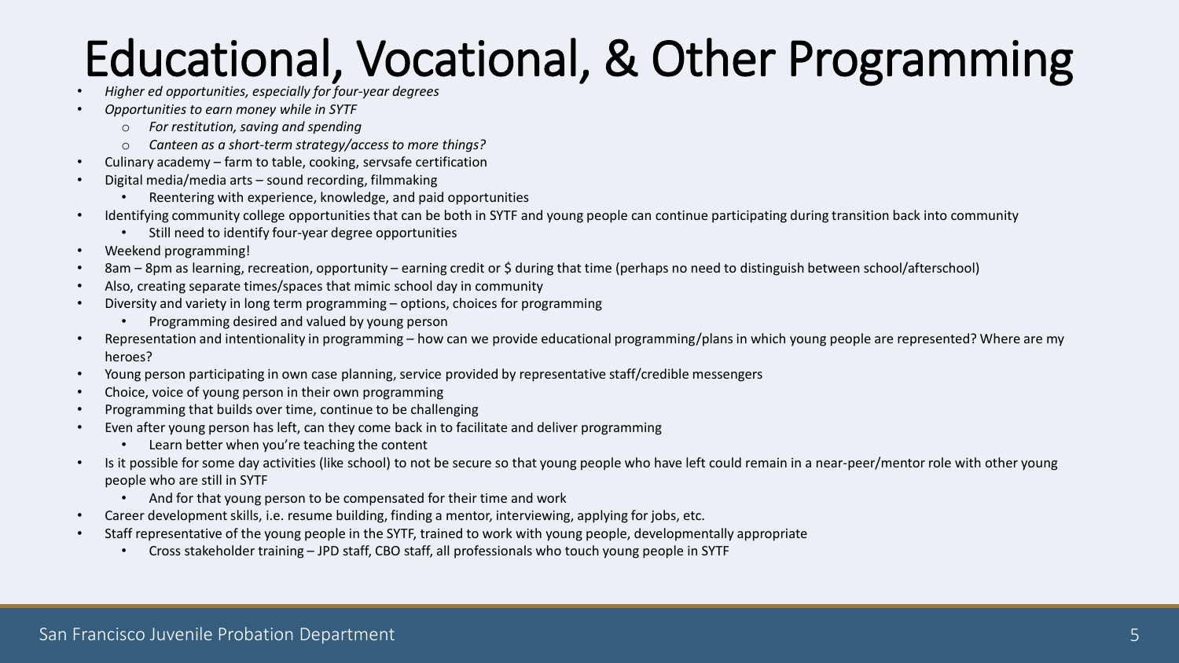# Educational, Vocational, & Other Programming

- *Higher ed opportunities, especially for four-year degrees*
- *Opportunities to earn money while in SYTF*
  - *For restitution, saving and spending*
  - *Canteen as a short-term strategy/access to more things?*
- Culinary academy – farm to table, cooking, servsafe certification
- Digital media/media arts – sound recording, filmmaking
  - Reentering with experience, knowledge, and paid opportunities
- Identifying community college opportunities that can be both in SYTF and young people can continue participating during transition back into community
  - Still need to identify four-year degree opportunities
- Weekend programming!
- 8am – 8pm as learning, recreation, opportunity – earning credit or $ during that time (perhaps no need to distinguish between school/afterschool)
- Also, creating separate times/spaces that mimic school day in community
- Diversity and variety in long term programming – options, choices for programming
  - Programming desired and valued by young person
- Representation and intentionality in programming – how can we provide educational programming/plans in which young people are represented? Where are my heroes?
- Young person participating in own case planning, service provided by representative staff/credible messengers
- Choice, voice of young person in their own programming
- Programming that builds over time, continue to be challenging
- Even after young person has left, can they come back in to facilitate and deliver programming
  - Learn better when you're teaching the content
- Is it possible for some day activities (like school) to not be secure so that young people who have left could remain in a near-peer/mentor role with other young people who are still in SYTF
  - And for that young person to be compensated for their time and work
- Career development skills, i.e. resume building, finding a mentor, interviewing, applying for jobs, etc.
- Staff representative of the young people in the SYTF, trained to work with young people, developmentally appropriate
  - Cross stakeholder training – JPD staff, CBO staff, all professionals who touch young people in SYTF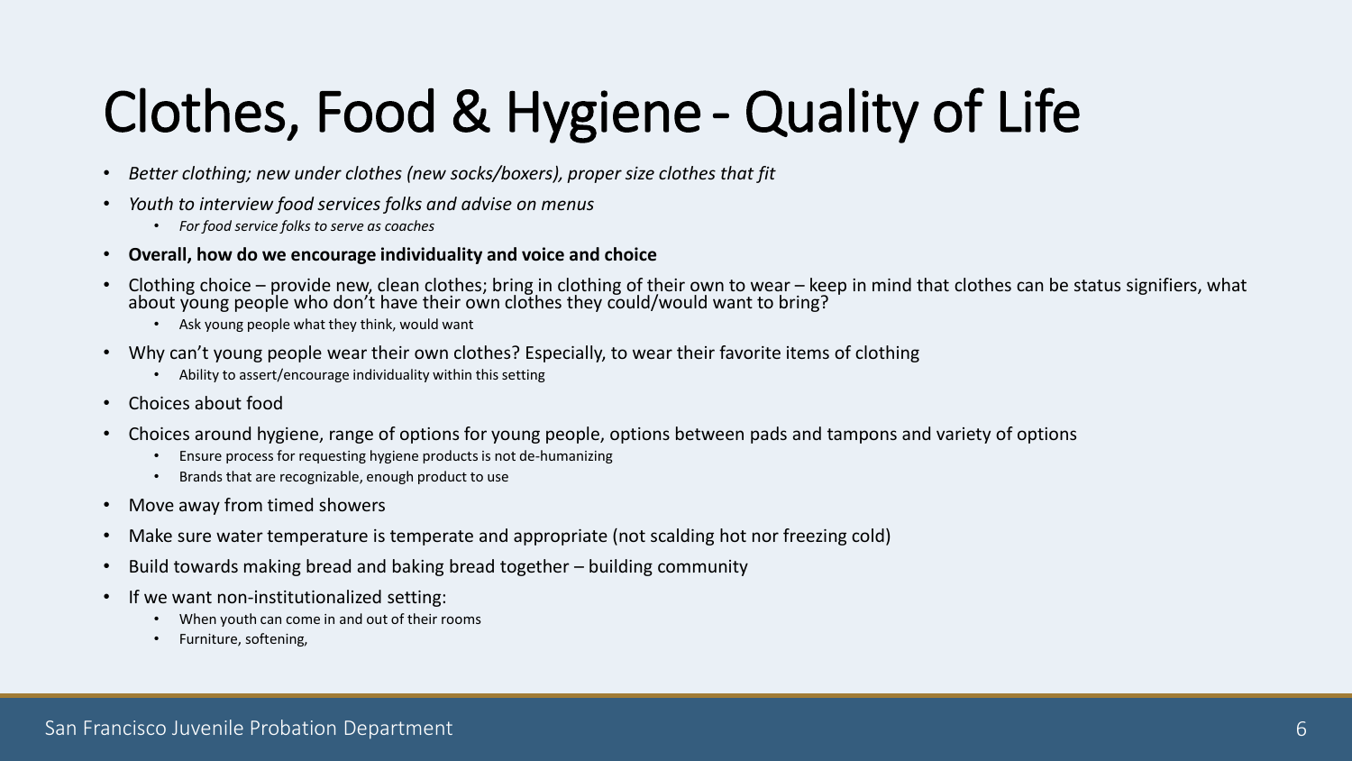# Clothes, Food & Hygiene - Quality of Life

- *Better clothing; new under clothes (new socks/boxers), proper size clothes that fit*
- *Youth to interview food services folks and advise on menus*
  - *For food service folks to serve as coaches*
- **Overall, how do we encourage individuality and voice and choice**
- Clothing choice – provide new, clean clothes; bring in clothing of their own to wear – keep in mind that clothes can be status signifiers, what about young people who don't have their own clothes they could/would want to bring?
  - Ask young people what they think, would want
- Why can't young people wear their own clothes? Especially, to wear their favorite items of clothing
  - Ability to assert/encourage individuality within this setting
- Choices about food
- Choices around hygiene, range of options for young people, options between pads and tampons and variety of options
  - Ensure process for requesting hygiene products is not de-humanizing
  - Brands that are recognizable, enough product to use
- Move away from timed showers
- Make sure water temperature is temperate and appropriate (not scalding hot nor freezing cold)
- Build towards making bread and baking bread together – building community
- If we want non-institutionalized setting:
  - When youth can come in and out of their rooms
  - Furniture, softening,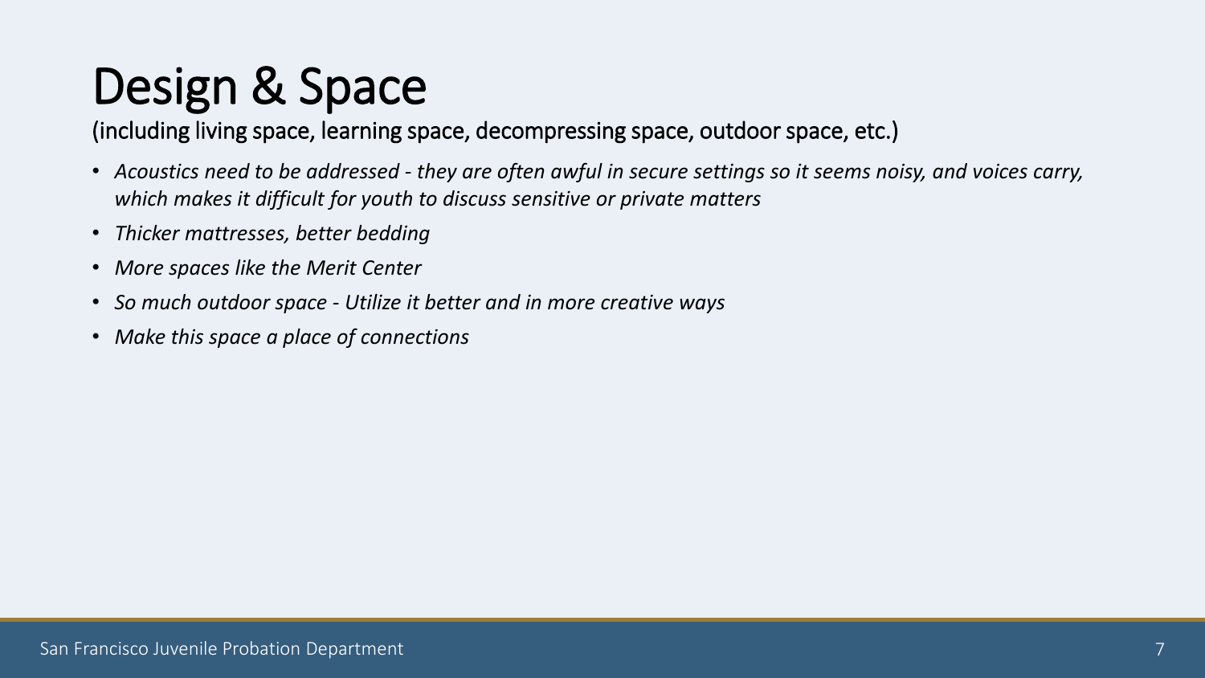# Design & Space

(including living space, learning space, decompressing space, outdoor space, etc.)

- *Acoustics need to be addressed - they are often awful in secure settings so it seems noisy, and voices carry, which makes it difficult for youth to discuss sensitive or private matters*
- *Thicker mattresses, better bedding*
- *More spaces like the Merit Center*
- *So much outdoor space - Utilize it better and in more creative ways*
- *Make this space a place of connections*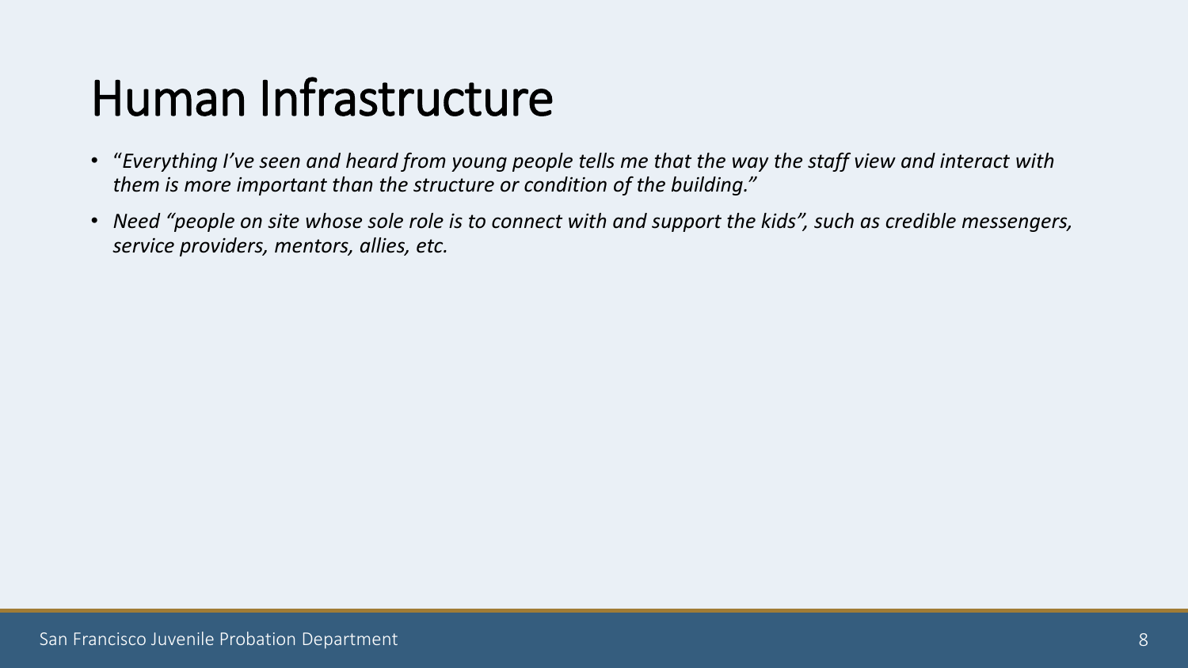# Human Infrastructure

- "*Everything I've seen and heard from young people tells me that the way the staff view and interact with them is more important than the structure or condition of the building."*
- *Need "people on site whose sole role is to connect with and support the kids", such as credible messengers, service providers, mentors, allies, etc.*